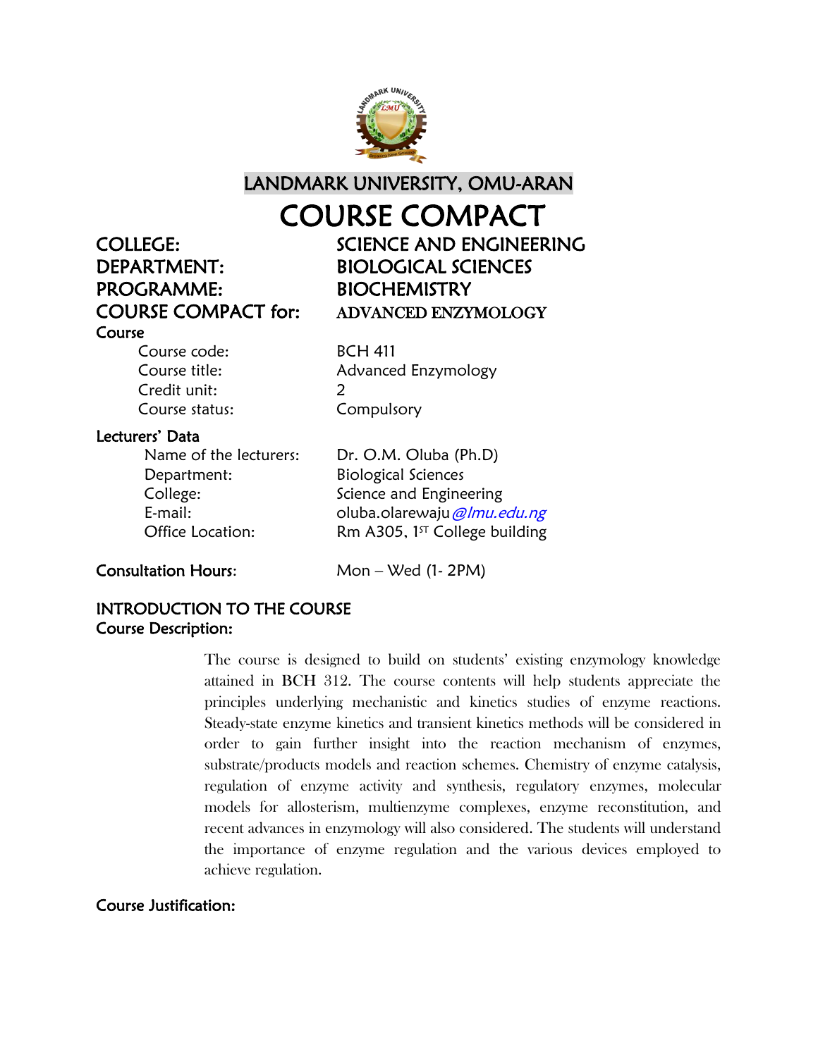# LANDMARK UNIVERSITY, OMU-ARAN

# COURSE COMPACT

**COLLEGE:** SCIENCE AND ENGINEERING
**DEPARTMENT:** BIOLOGICAL SCIENCES
**PROGRAMME:** BIOCHEMISTRY
**COURSE COMPACT for:** ADVANCED ENZYMOLOGY

**Course**

- Course code: BCH 411
- Course title: Advanced Enzymology
- Credit unit: 2
- Course status: Compulsory

**Lecturers' Data**

- Name of the lecturers: Dr. O.M. Oluba (Ph.D)
- Department: Biological Sciences
- College: Science and Engineering
- E-mail: oluba.olarewaju@lmu.edu.ng
- Office Location: Rm A305, 1[ST] College building

**Consultation Hours:** Mon – Wed (1- 2PM)

## INTRODUCTION TO THE COURSE

### Course Description:

The course is designed to build on students' existing enzymology knowledge attained in BCH 312. The course contents will help students appreciate the principles underlying mechanistic and kinetics studies of enzyme reactions. Steady-state enzyme kinetics and transient kinetics methods will be considered in order to gain further insight into the reaction mechanism of enzymes, substrate/products models and reaction schemes. Chemistry of enzyme catalysis, regulation of enzyme activity and synthesis, regulatory enzymes, molecular models for allosterism, multienzyme complexes, enzyme reconstitution, and recent advances in enzymology will also considered. The students will understand the importance of enzyme regulation and the various devices employed to achieve regulation.

### Course Justification: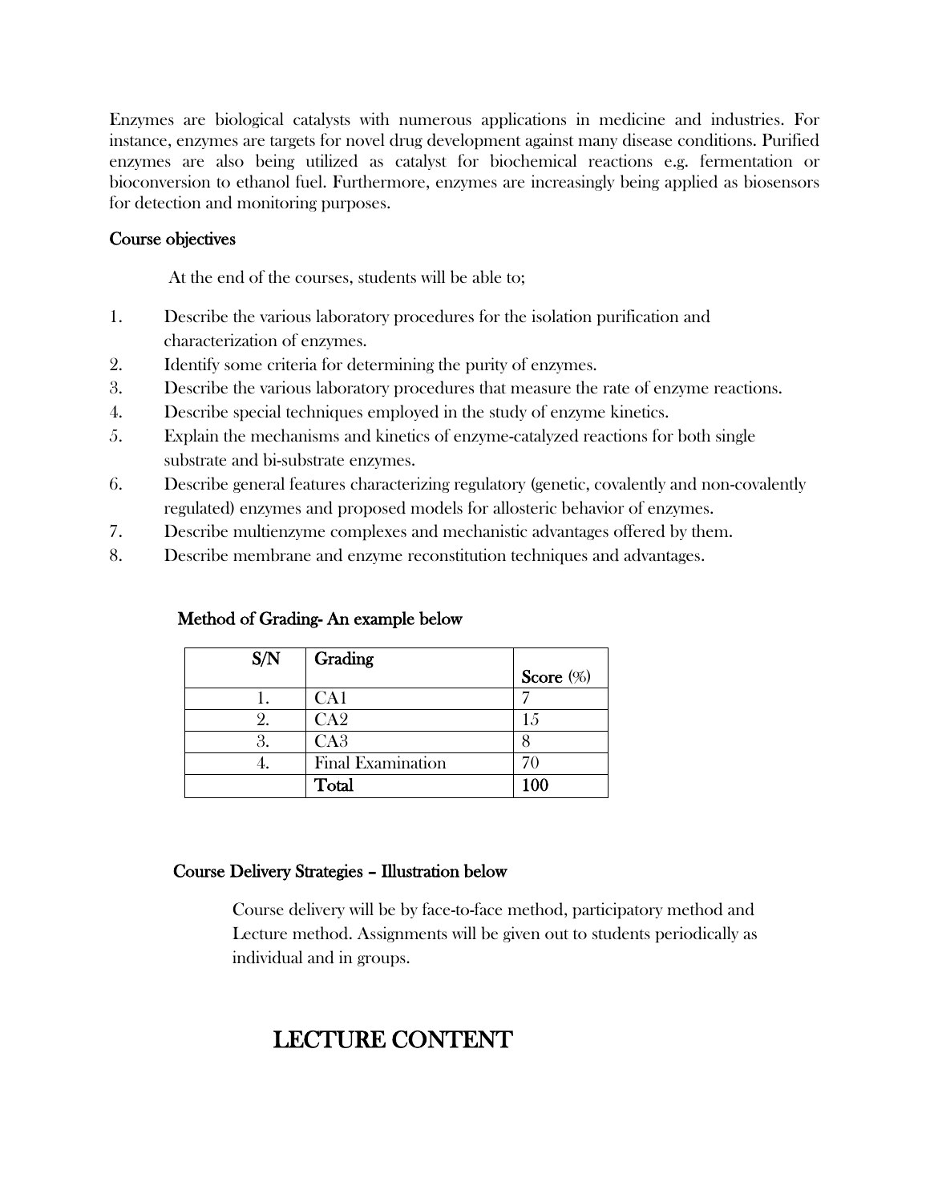Enzymes are biological catalysts with numerous applications in medicine and industries. For instance, enzymes are targets for novel drug development against many disease conditions. Purified enzymes are also being utilized as catalyst for biochemical reactions e.g. fermentation or bioconversion to ethanol fuel. Furthermore, enzymes are increasingly being applied as biosensors for detection and monitoring purposes.

## Course objectives

At the end of the courses, students will be able to;

1. Describe the various laboratory procedures for the isolation purification and characterization of enzymes.
2. Identify some criteria for determining the purity of enzymes.
3. Describe the various laboratory procedures that measure the rate of enzyme reactions.
4. Describe special techniques employed in the study of enzyme kinetics.
5. Explain the mechanisms and kinetics of enzyme-catalyzed reactions for both single substrate and bi-substrate enzymes.
6. Describe general features characterizing regulatory (genetic, covalently and non-covalently regulated) enzymes and proposed models for allosteric behavior of enzymes.
7. Describe multienzyme complexes and mechanistic advantages offered by them.
8. Describe membrane and enzyme reconstitution techniques and advantages.

## Method of Grading- An example below

| S/N | Grading | Score (%) |
|---|---|---|
| 1. | CA1 | 7 |
| 2. | CA2 | 15 |
| 3. | CA3 | 8 |
| 4. | Final Examination | 70 |
| | **Total** | **100** |

## Course Delivery Strategies – Illustration below

Course delivery will be by face-to-face method, participatory method and Lecture method. Assignments will be given out to students periodically as individual and in groups.

# LECTURE CONTENT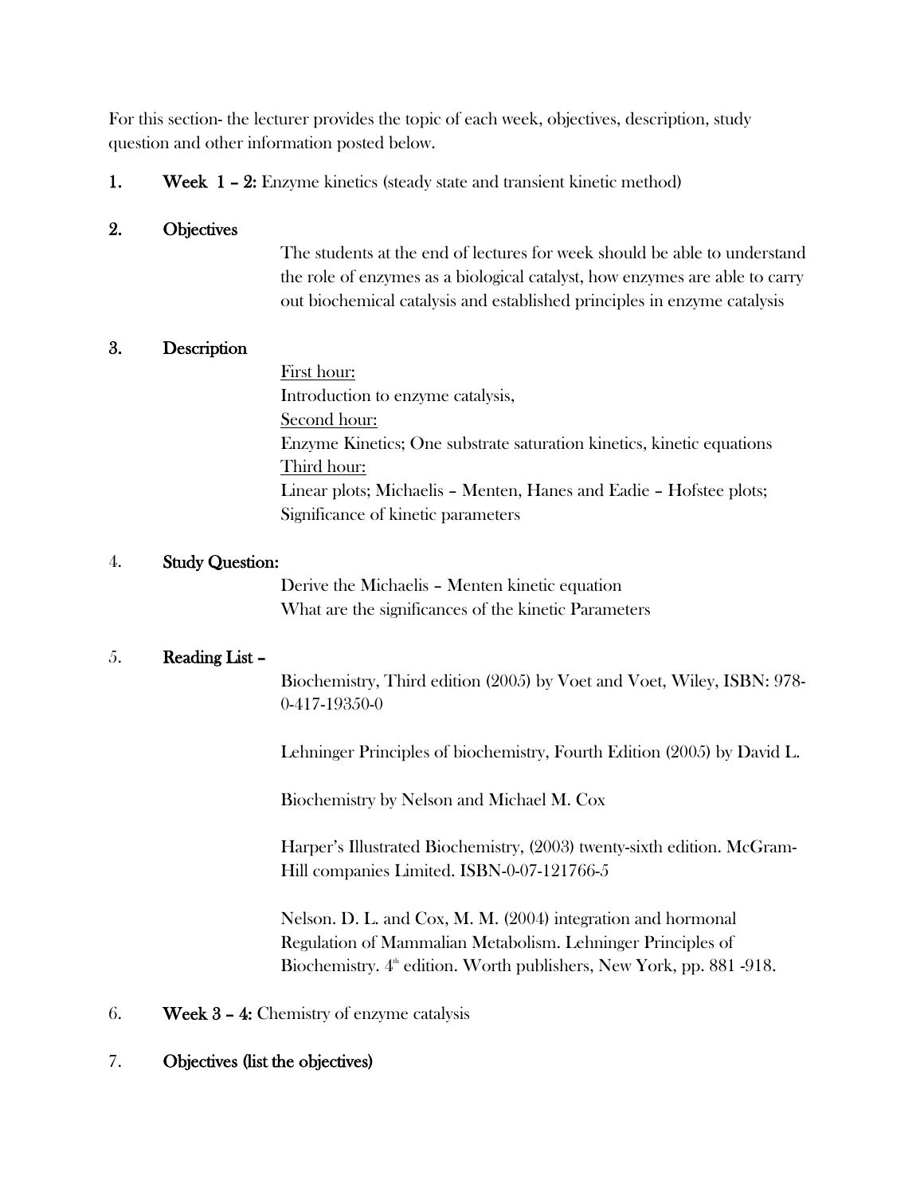For this section- the lecturer provides the topic of each week, objectives, description, study question and other information posted below.

1. **Week 1 – 2:** Enzyme kinetics (steady state and transient kinetic method)

2. **Objectives**

   The students at the end of lectures for week should be able to understand the role of enzymes as a biological catalyst, how enzymes are able to carry out biochemical catalysis and established principles in enzyme catalysis

3. **Description**

   First hour:
   Introduction to enzyme catalysis,
   Second hour:
   Enzyme Kinetics; One substrate saturation kinetics, kinetic equations
   Third hour:
   Linear plots; Michaelis – Menten, Hanes and Eadie – Hofstee plots; Significance of kinetic parameters

4. **Study Question:**

   Derive the Michaelis – Menten kinetic equation
   What are the significances of the kinetic Parameters

5. **Reading List –**

   Biochemistry, Third edition (2005) by Voet and Voet, Wiley, ISBN: 978-0-417-19350-0

   Lehninger Principles of biochemistry, Fourth Edition (2005) by David L.

   Biochemistry by Nelson and Michael M. Cox

   Harper's Illustrated Biochemistry, (2003) twenty-sixth edition. McGram-Hill companies Limited. ISBN-0-07-121766-5

   Nelson. D. L. and Cox, M. M. (2004) integration and hormonal Regulation of Mammalian Metabolism. Lehninger Principles of Biochemistry. 4th edition. Worth publishers, New York, pp. 881 -918.

6. **Week 3 – 4:** Chemistry of enzyme catalysis

7. **Objectives (list the objectives)**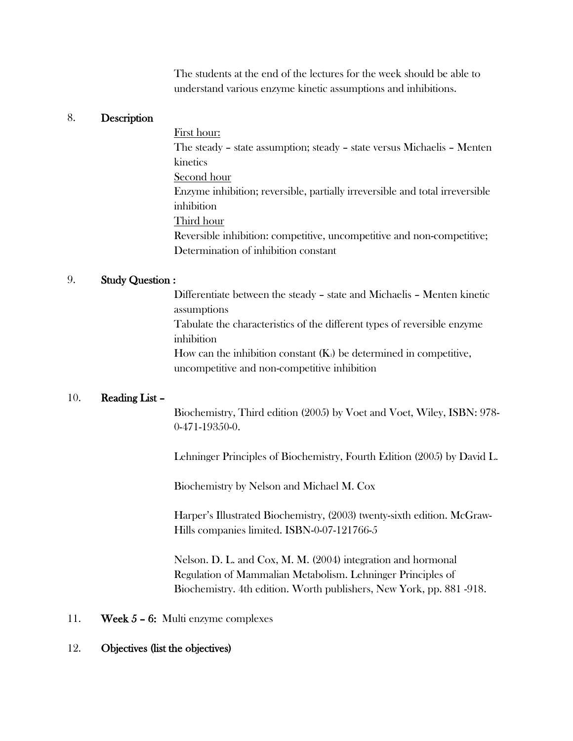The students at the end of the lectures for the week should be able to understand various enzyme kinetic assumptions and inhibitions.

8. **Description**

<u>First hour:</u>
The steady – state assumption; steady – state versus Michaelis – Menten kinetics

<u>Second hour</u>
Enzyme inhibition; reversible, partially irreversible and total irreversible inhibition

<u>Third hour</u>
Reversible inhibition: competitive, uncompetitive and non-competitive; Determination of inhibition constant

9. **Study Question :**

Differentiate between the steady – state and Michaelis – Menten kinetic assumptions

Tabulate the characteristics of the different types of reversible enzyme inhibition

How can the inhibition constant ($K_I$) be determined in competitive, uncompetitive and non-competitive inhibition

10. **Reading List –**

Biochemistry, Third edition (2005) by Voet and Voet, Wiley, ISBN: 978-0-471-19350-0.

Lehninger Principles of Biochemistry, Fourth Edition (2005) by David L.

Biochemistry by Nelson and Michael M. Cox

Harper's Illustrated Biochemistry, (2003) twenty-sixth edition. McGraw-Hills companies limited. ISBN-0-07-121766-5

Nelson. D. L. and Cox, M. M. (2004) integration and hormonal Regulation of Mammalian Metabolism. Lehninger Principles of Biochemistry. 4th edition. Worth publishers, New York, pp. 881 -918.

11. **Week 5 – 6:** Multi enzyme complexes

12. **Objectives (list the objectives)**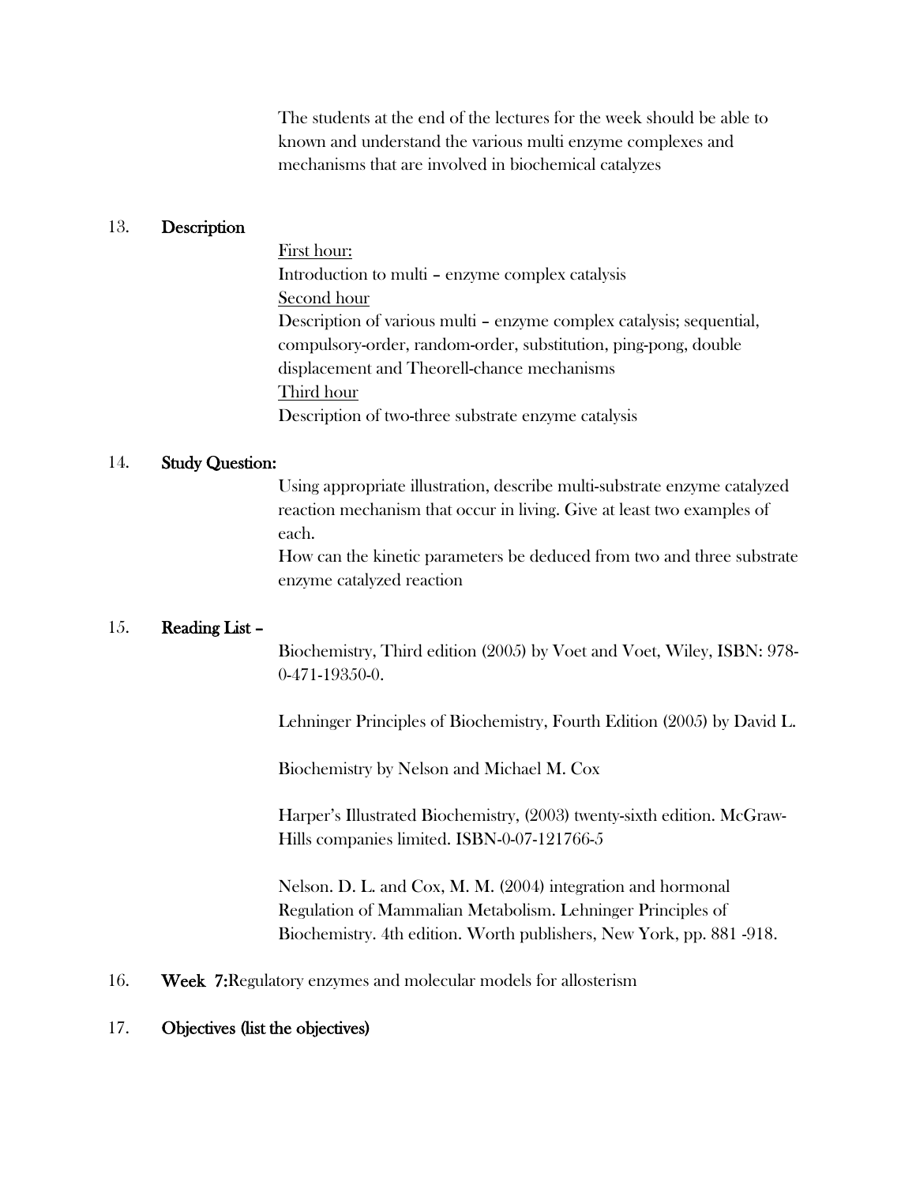The students at the end of the lectures for the week should be able to known and understand the various multi enzyme complexes and mechanisms that are involved in biochemical catalyzes

13. **Description**

<u>First hour:</u>
Introduction to multi – enzyme complex catalysis
<u>Second hour</u>
Description of various multi – enzyme complex catalysis; sequential, compulsory-order, random-order, substitution, ping-pong, double displacement and Theorell-chance mechanisms
<u>Third hour</u>
Description of two-three substrate enzyme catalysis

14. **Study Question:**

Using appropriate illustration, describe multi-substrate enzyme catalyzed reaction mechanism that occur in living. Give at least two examples of each.
How can the kinetic parameters be deduced from two and three substrate enzyme catalyzed reaction

15. **Reading List –**

Biochemistry, Third edition (2005) by Voet and Voet, Wiley, ISBN: 978-0-471-19350-0.

Lehninger Principles of Biochemistry, Fourth Edition (2005) by David L.

Biochemistry by Nelson and Michael M. Cox

Harper's Illustrated Biochemistry, (2003) twenty-sixth edition. McGraw-Hills companies limited. ISBN-0-07-121766-5

Nelson. D. L. and Cox, M. M. (2004) integration and hormonal Regulation of Mammalian Metabolism. Lehninger Principles of Biochemistry. 4th edition. Worth publishers, New York, pp. 881 -918.

16. **Week 7:** Regulatory enzymes and molecular models for allosterism

17. **Objectives (list the objectives)**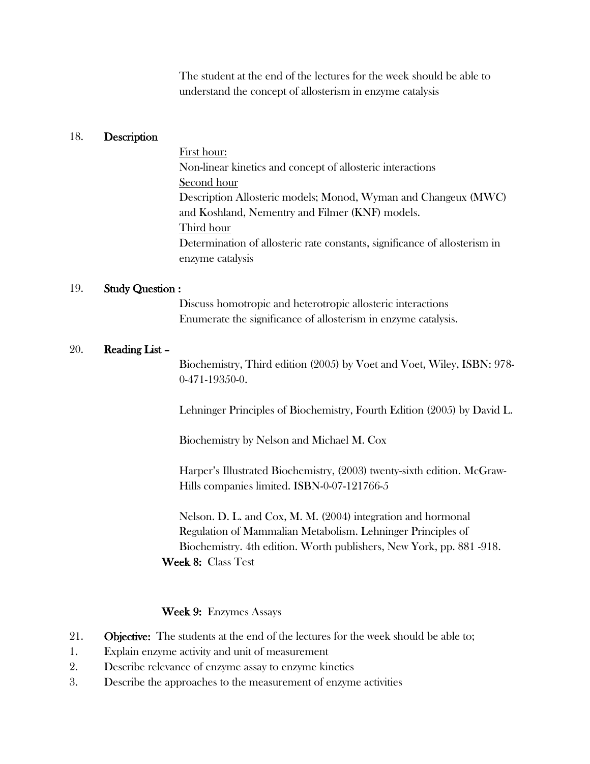The student at the end of the lectures for the week should be able to understand the concept of allosterism in enzyme catalysis

18. **Description**

<u>First hour:</u>
Non-linear kinetics and concept of allosteric interactions
<u>Second hour</u>
Description Allosteric models; Monod, Wyman and Changeux (MWC) and Koshland, Nementry and Filmer (KNF) models.
<u>Third hour</u>
Determination of allosteric rate constants, significance of allosterism in enzyme catalysis

19. **Study Question :**

Discuss homotropic and heterotropic allosteric interactions
Enumerate the significance of allosterism in enzyme catalysis.

20. **Reading List –**

Biochemistry, Third edition (2005) by Voet and Voet, Wiley, ISBN: 978-0-471-19350-0.

Lehninger Principles of Biochemistry, Fourth Edition (2005) by David L.

Biochemistry by Nelson and Michael M. Cox

Harper's Illustrated Biochemistry, (2003) twenty-sixth edition. McGraw-Hills companies limited. ISBN-0-07-121766-5

Nelson. D. L. and Cox, M. M. (2004) integration and hormonal Regulation of Mammalian Metabolism. Lehninger Principles of Biochemistry. 4th edition. Worth publishers, New York, pp. 881 -918.

**Week 8:** Class Test

**Week 9:** Enzymes Assays

21. **Objective:** The students at the end of the lectures for the week should be able to;

1. Explain enzyme activity and unit of measurement
2. Describe relevance of enzyme assay to enzyme kinetics
3. Describe the approaches to the measurement of enzyme activities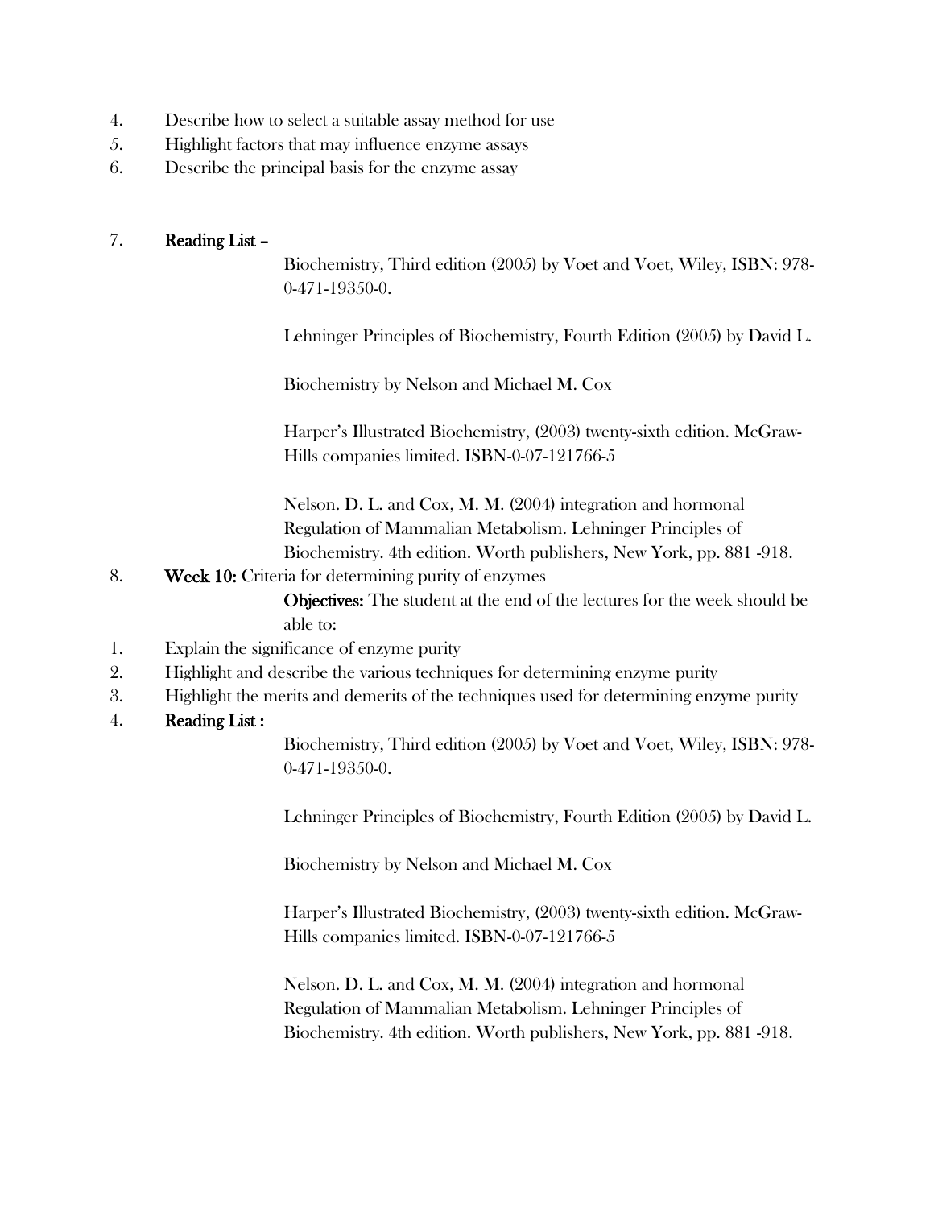4. Describe how to select a suitable assay method for use
5. Highlight factors that may influence enzyme assays
6. Describe the principal basis for the enzyme assay

7. **Reading List –**

   Biochemistry, Third edition (2005) by Voet and Voet, Wiley, ISBN: 978-0-471-19350-0.

   Lehninger Principles of Biochemistry, Fourth Edition (2005) by David L.

   Biochemistry by Nelson and Michael M. Cox

   Harper's Illustrated Biochemistry, (2003) twenty-sixth edition. McGraw-Hills companies limited. ISBN-0-07-121766-5

   Nelson. D. L. and Cox, M. M. (2004) integration and hormonal Regulation of Mammalian Metabolism. Lehninger Principles of Biochemistry. 4th edition. Worth publishers, New York, pp. 881 -918.

8. **Week 10:** Criteria for determining purity of enzymes

   **Objectives:** The student at the end of the lectures for the week should be able to:

1. Explain the significance of enzyme purity
2. Highlight and describe the various techniques for determining enzyme purity
3. Highlight the merits and demerits of the techniques used for determining enzyme purity
4. **Reading List :**

   Biochemistry, Third edition (2005) by Voet and Voet, Wiley, ISBN: 978-0-471-19350-0.

   Lehninger Principles of Biochemistry, Fourth Edition (2005) by David L.

   Biochemistry by Nelson and Michael M. Cox

   Harper's Illustrated Biochemistry, (2003) twenty-sixth edition. McGraw-Hills companies limited. ISBN-0-07-121766-5

   Nelson. D. L. and Cox, M. M. (2004) integration and hormonal Regulation of Mammalian Metabolism. Lehninger Principles of Biochemistry. 4th edition. Worth publishers, New York, pp. 881 -918.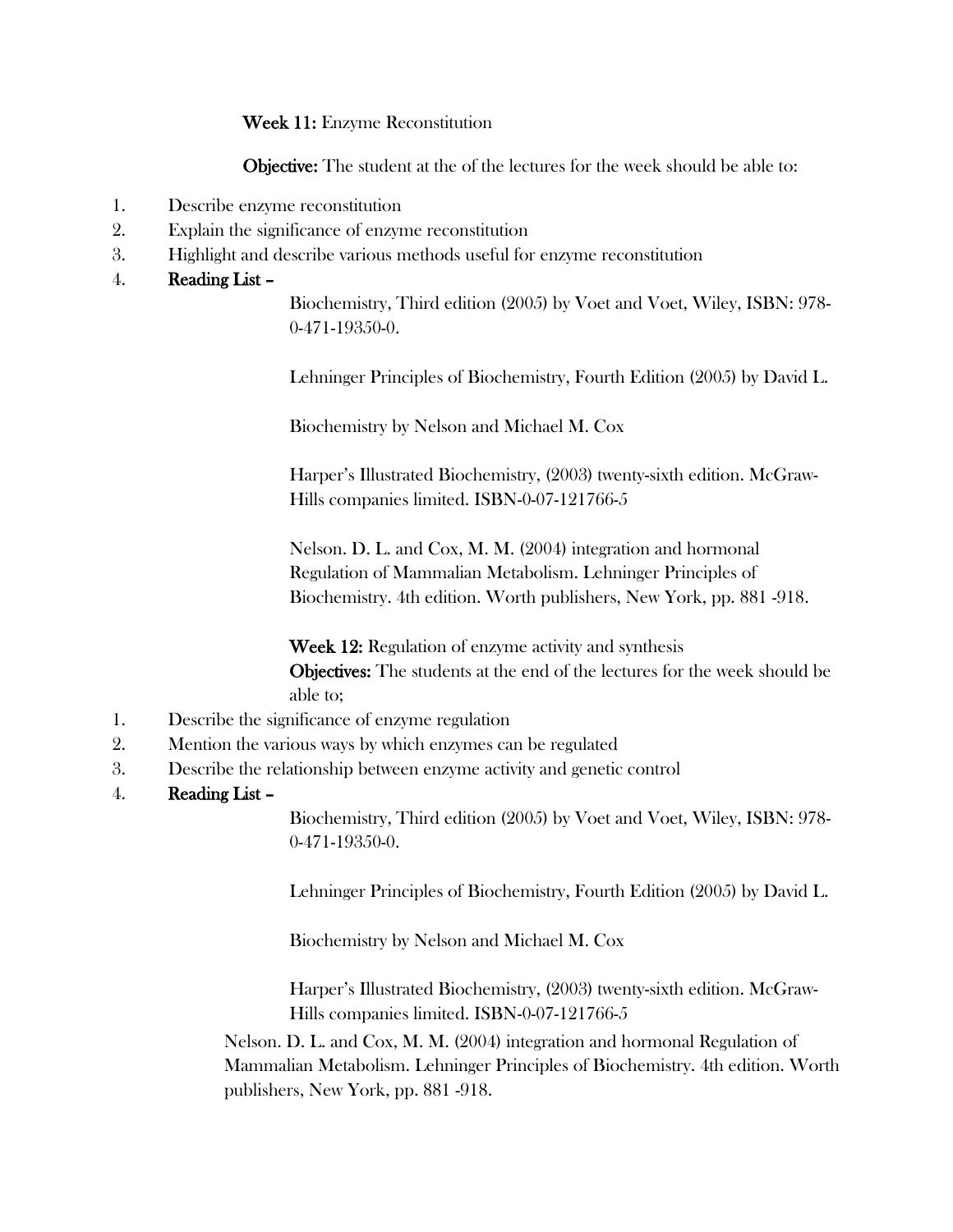**Week 11:** Enzyme Reconstitution

**Objective:** The student at the of the lectures for the week should be able to:

1. Describe enzyme reconstitution
2. Explain the significance of enzyme reconstitution
3. Highlight and describe various methods useful for enzyme reconstitution
4. **Reading List –**

   Biochemistry, Third edition (2005) by Voet and Voet, Wiley, ISBN: 978-0-471-19350-0.

   Lehninger Principles of Biochemistry, Fourth Edition (2005) by David L.

   Biochemistry by Nelson and Michael M. Cox

   Harper's Illustrated Biochemistry, (2003) twenty-sixth edition. McGraw-Hills companies limited. ISBN-0-07-121766-5

   Nelson. D. L. and Cox, M. M. (2004) integration and hormonal Regulation of Mammalian Metabolism. Lehninger Principles of Biochemistry. 4th edition. Worth publishers, New York, pp. 881 -918.

**Week 12:** Regulation of enzyme activity and synthesis

**Objectives:** The students at the end of the lectures for the week should be able to;

1. Describe the significance of enzyme regulation
2. Mention the various ways by which enzymes can be regulated
3. Describe the relationship between enzyme activity and genetic control
4. **Reading List –**

   Biochemistry, Third edition (2005) by Voet and Voet, Wiley, ISBN: 978-0-471-19350-0.

   Lehninger Principles of Biochemistry, Fourth Edition (2005) by David L.

   Biochemistry by Nelson and Michael M. Cox

   Harper's Illustrated Biochemistry, (2003) twenty-sixth edition. McGraw-Hills companies limited. ISBN-0-07-121766-5

   Nelson. D. L. and Cox, M. M. (2004) integration and hormonal Regulation of Mammalian Metabolism. Lehninger Principles of Biochemistry. 4th edition. Worth publishers, New York, pp. 881 -918.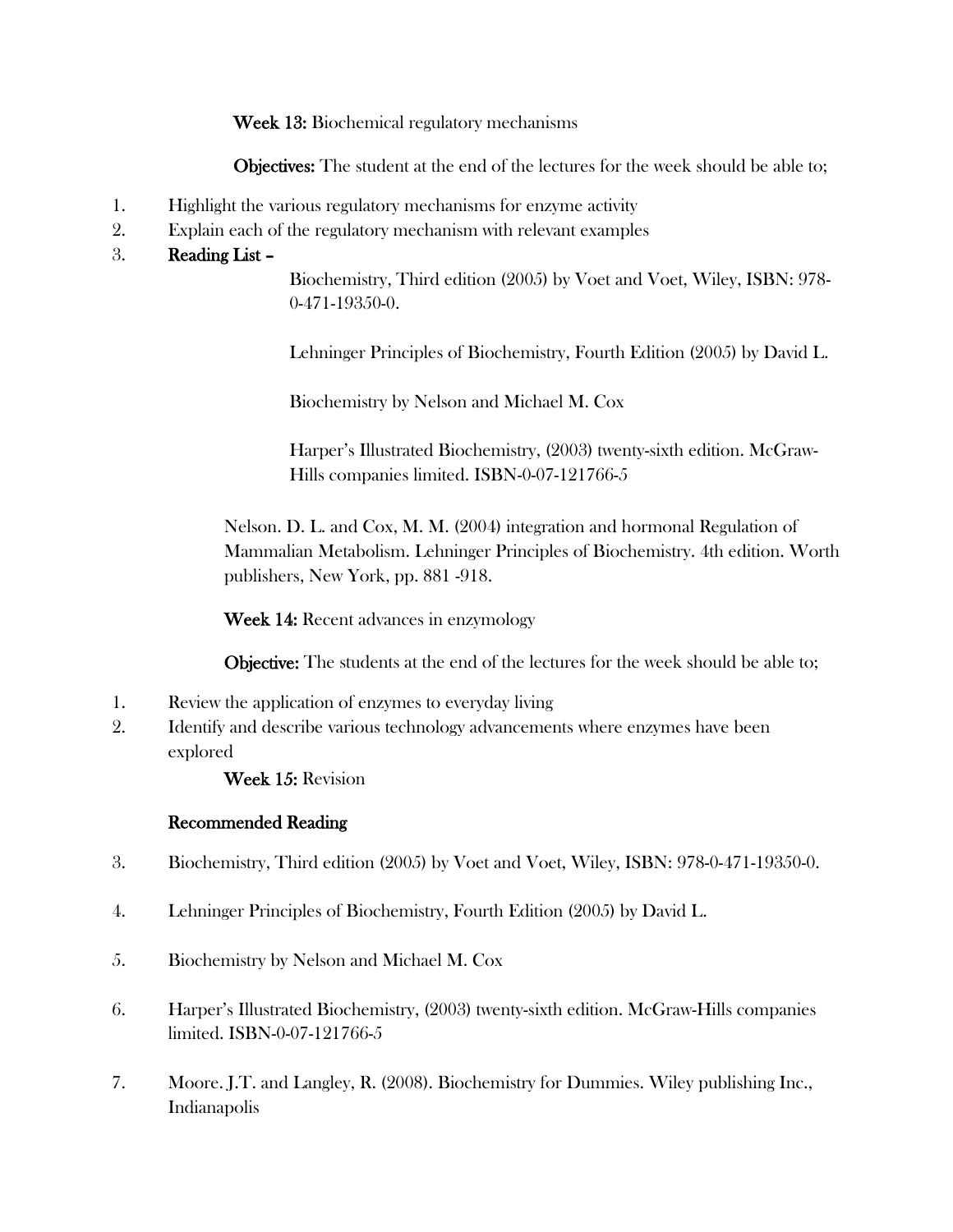**Week 13:** Biochemical regulatory mechanisms

**Objectives:** The student at the end of the lectures for the week should be able to;

1. Highlight the various regulatory mechanisms for enzyme activity
2. Explain each of the regulatory mechanism with relevant examples
3. **Reading List –**

   Biochemistry, Third edition (2005) by Voet and Voet, Wiley, ISBN: 978-0-471-19350-0.

   Lehninger Principles of Biochemistry, Fourth Edition (2005) by David L.

   Biochemistry by Nelson and Michael M. Cox

   Harper's Illustrated Biochemistry, (2003) twenty-sixth edition. McGraw-Hills companies limited. ISBN-0-07-121766-5

   Nelson. D. L. and Cox, M. M. (2004) integration and hormonal Regulation of Mammalian Metabolism. Lehninger Principles of Biochemistry. 4th edition. Worth publishers, New York, pp. 881 -918.

**Week 14:** Recent advances in enzymology

**Objective:** The students at the end of the lectures for the week should be able to;

1. Review the application of enzymes to everyday living
2. Identify and describe various technology advancements where enzymes have been explored

**Week 15:** Revision

**Recommended Reading**

3. Biochemistry, Third edition (2005) by Voet and Voet, Wiley, ISBN: 978-0-471-19350-0.
4. Lehninger Principles of Biochemistry, Fourth Edition (2005) by David L.
5. Biochemistry by Nelson and Michael M. Cox
6. Harper's Illustrated Biochemistry, (2003) twenty-sixth edition. McGraw-Hills companies limited. ISBN-0-07-121766-5
7. Moore. J.T. and Langley, R. (2008). Biochemistry for Dummies. Wiley publishing Inc., Indianapolis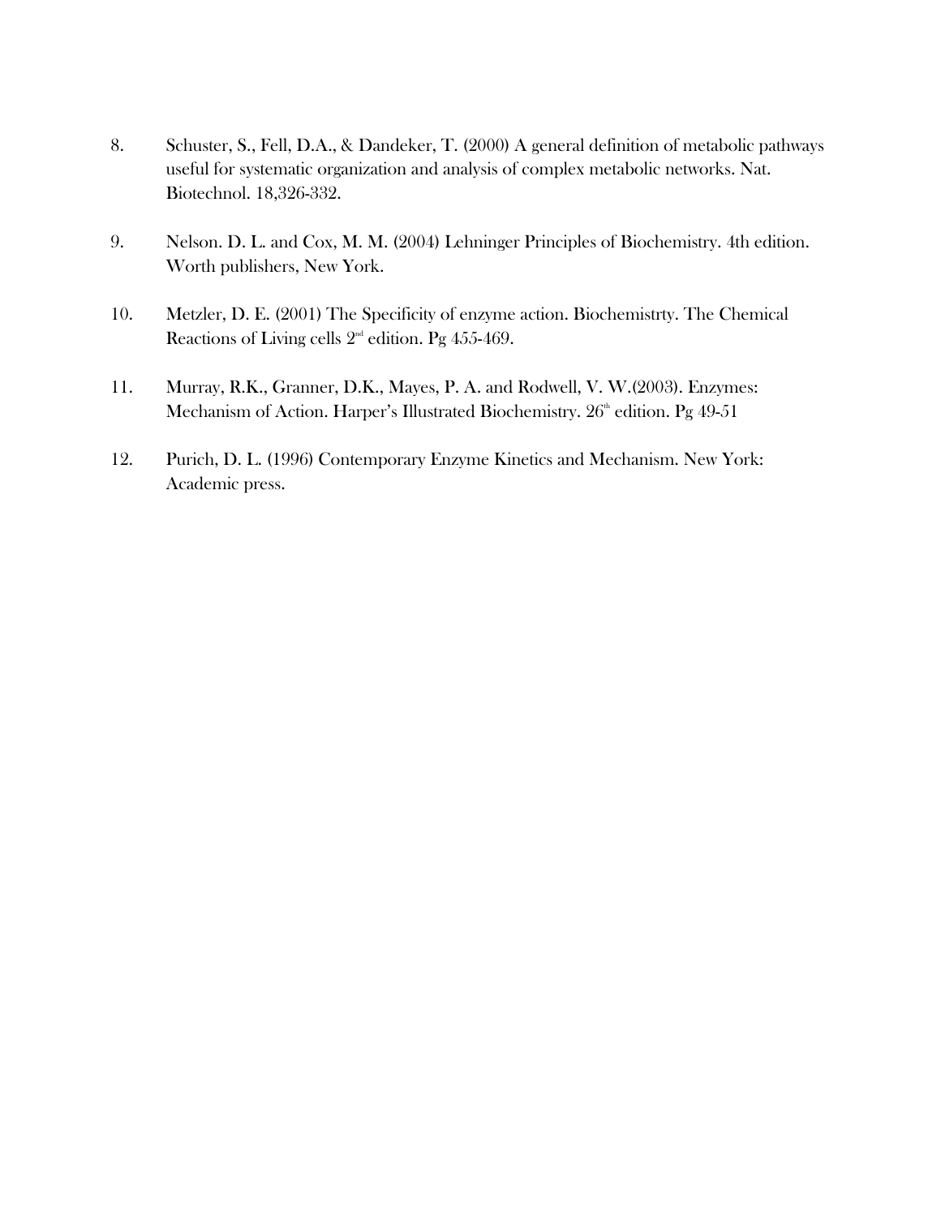8. Schuster, S., Fell, D.A., & Dandeker, T. (2000) A general definition of metabolic pathways useful for systematic organization and analysis of complex metabolic networks. Nat. Biotechnol. 18,326-332.

9. Nelson. D. L. and Cox, M. M. (2004) Lehninger Principles of Biochemistry. 4th edition. Worth publishers, New York.

10. Metzler, D. E. (2001) The Specificity of enzyme action. Biochemistrty. The Chemical Reactions of Living cells 2[nd] edition. Pg 455-469.

11. Murray, R.K., Granner, D.K., Mayes, P. A. and Rodwell, V. W.(2003). Enzymes: Mechanism of Action. Harper's Illustrated Biochemistry. 26[th] edition. Pg 49-51

12. Purich, D. L. (1996) Contemporary Enzyme Kinetics and Mechanism. New York: Academic press.